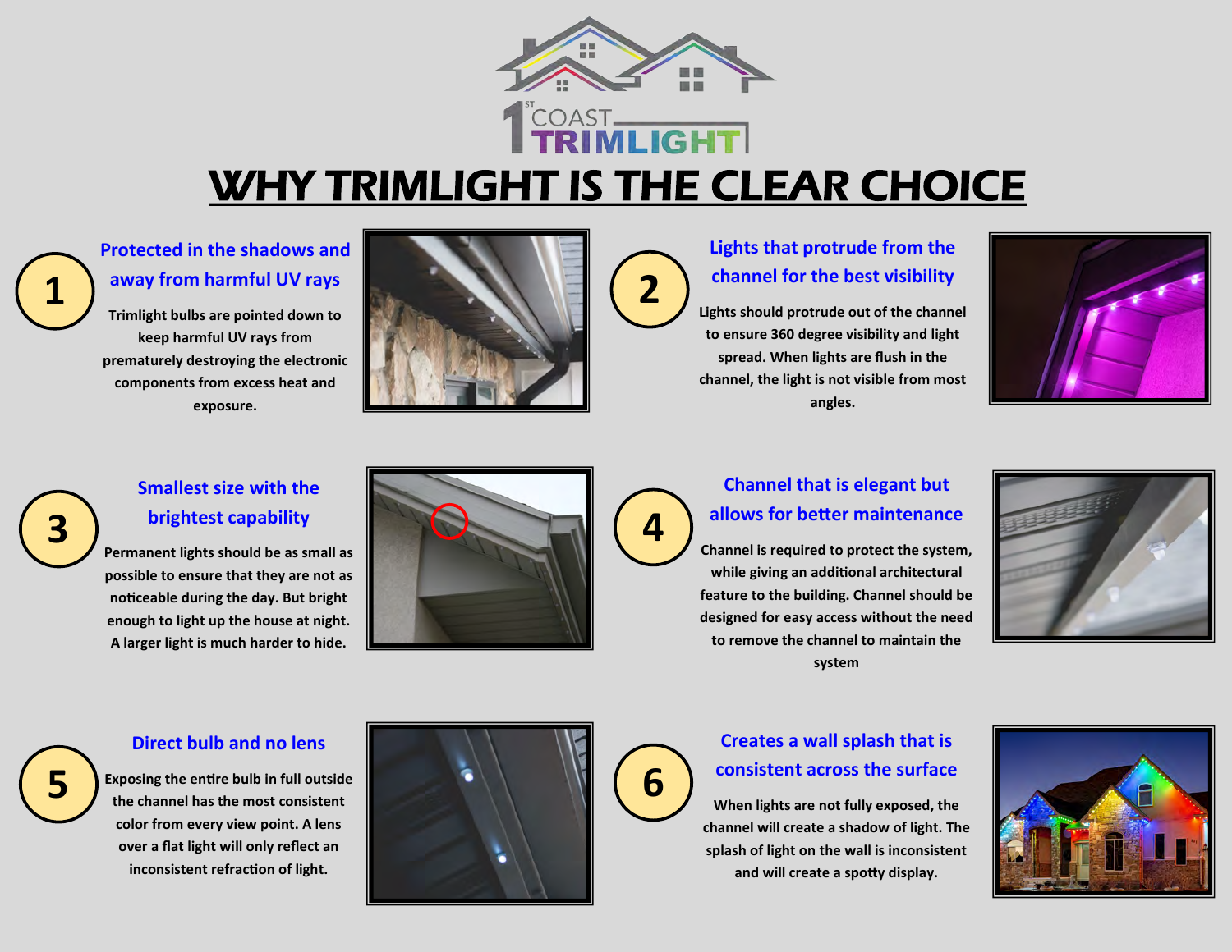1ST COAST TRIMLIGHT

# WHY TRIMLIGHT IS THE CLEAR CHOICE

## 1. Protected in the shadows and away from harmful UV rays

Trimlight bulbs are pointed down to keep harmful UV rays from prematurely destroying the electronic components from excess heat and exposure.

## 2. Lights that protrude from the channel for the best visibility

Lights should protrude out of the channel to ensure 360 degree visibility and light spread. When lights are flush in the channel, the light is not visible from most angles.

## 3. Smallest size with the brightest capability

Permanent lights should be as small as possible to ensure that they are not as noticeable during the day. But bright enough to light up the house at night. A larger light is much harder to hide.

## 4. Channel that is elegant but allows for better maintenance

Channel is required to protect the system, while giving an additional architectural feature to the building. Channel should be designed for easy access without the need to remove the channel to maintain the system

## 5. Direct bulb and no lens

Exposing the entire bulb in full outside the channel has the most consistent color from every view point. A lens over a flat light will only reflect an inconsistent refraction of light.

## 6. Creates a wall splash that is consistent across the surface

When lights are not fully exposed, the channel will create a shadow of light. The splash of light on the wall is inconsistent and will create a spotty display.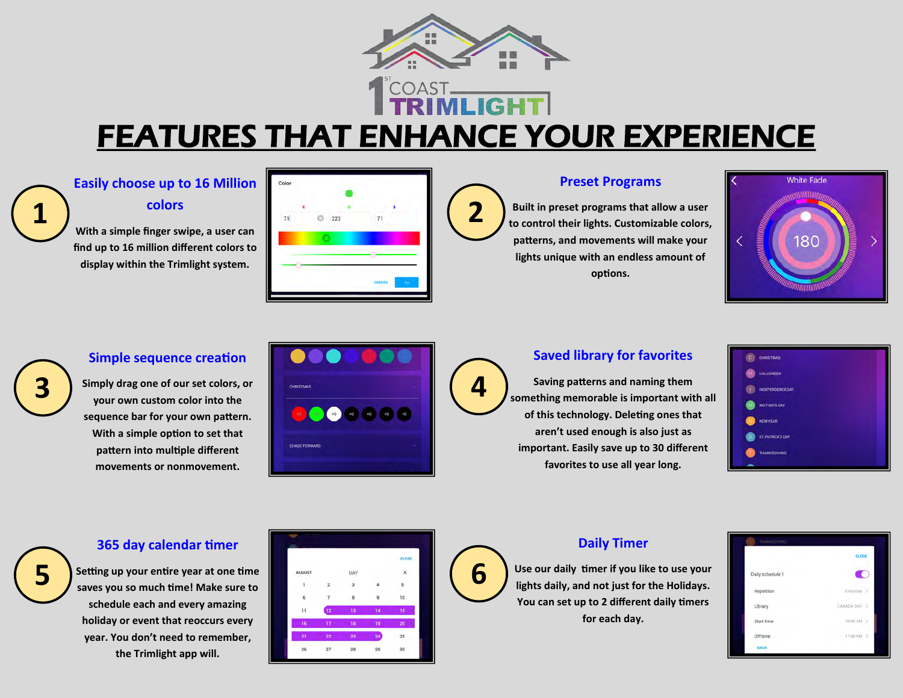1ST COAST TRIMLIGHT

# FEATURES THAT ENHANCE YOUR EXPERIENCE

## 1 Easily choose up to 16 Million colors

With a simple finger swipe, a user can find up to 16 million different colors to display within the Trimlight system.

## 2 Preset Programs

Built in preset programs that allow a user to control their lights. Customizable colors, patterns, and movements will make your lights unique with an endless amount of options.

## 3 Simple sequence creation

Simply drag one of our set colors, or your own custom color into the sequence bar for your own pattern. With a simple option to set that pattern into multiple different movements or nonmovement.

## 4 Saved library for favorites

Saving patterns and naming them something memorable is important with all of this technology. Deleting ones that aren't used enough is also just as important. Easily save up to 30 different favorites to use all year long.

## 5 365 day calendar timer

Setting up your entire year at one time saves you so much time! Make sure to schedule each and every amazing holiday or event that reoccurs every year. You don't need to remember, the Trimlight app will.

## 6 Daily Timer

Use our daily timer if you like to use your lights daily, and not just for the Holidays. You can set up to 2 different daily timers for each day.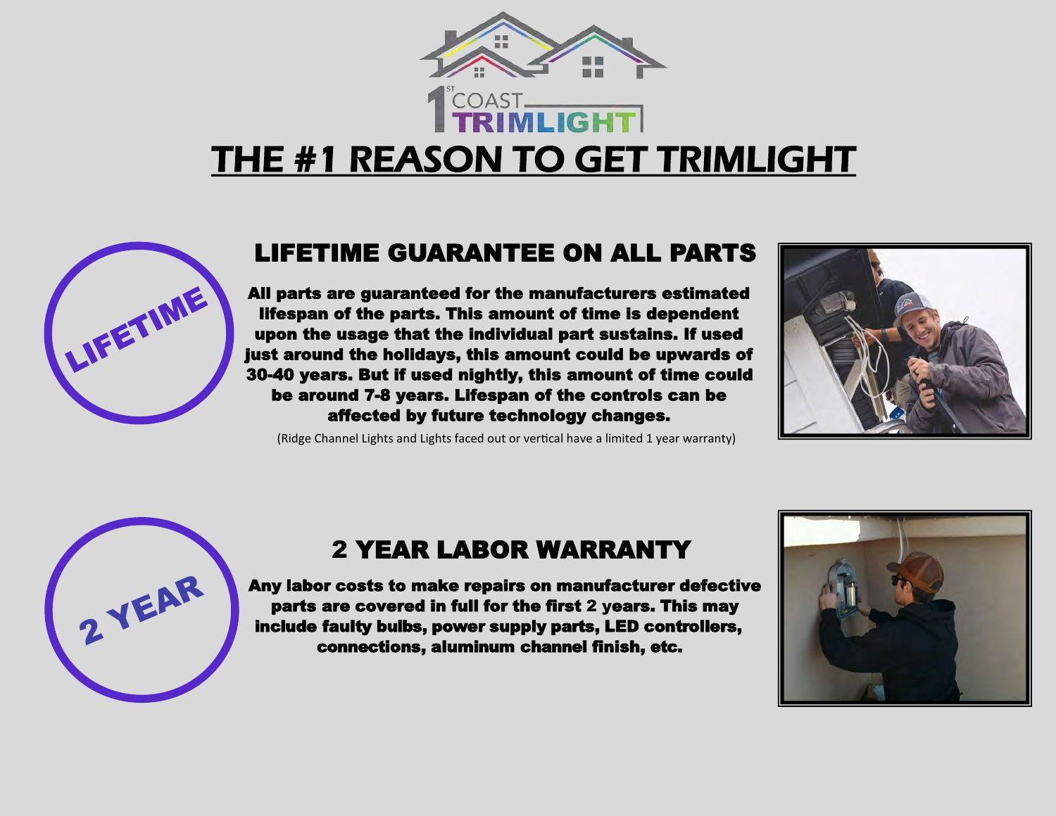1ST COAST TRIMLIGHT

# THE #1 REASON TO GET TRIMLIGHT

LIFETIME

## LIFETIME GUARANTEE ON ALL PARTS

**All parts are guaranteed for the manufacturers estimated lifespan of the parts. This amount of time is dependent upon the usage that the individual part sustains. If used just around the holidays, this amount could be upwards of 30-40 years. But if used nightly, this amount of time could be around 7-8 years. Lifespan of the controls can be affected by future technology changes.**

(Ridge Channel Lights and Lights faced out or vertical have a limited 1 year warranty)

2 YEAR

## 2 YEAR LABOR WARRANTY

**Any labor costs to make repairs on manufacturer defective parts are covered in full for the first 2 years. This may include faulty bulbs, power supply parts, LED controllers, connections, aluminum channel finish, etc.**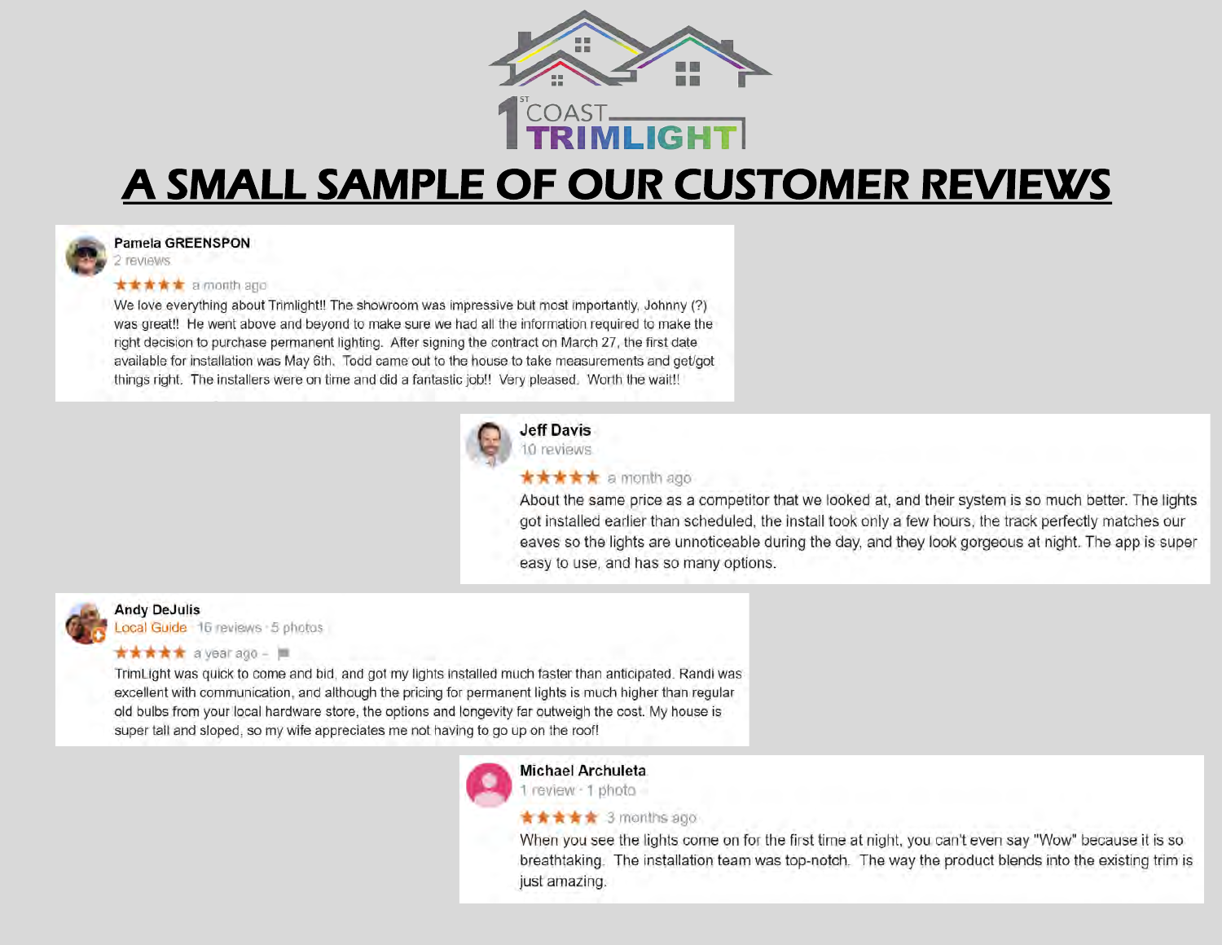1ST COAST TRIMLIGHT

# A SMALL SAMPLE OF OUR CUSTOMER REVIEWS

**Pamela GREENSPON**
2 reviews

★★★★★ a month ago

We love everything about Trimlight!! The showroom was impressive but most importantly, Johnny (?) was great!! He went above and beyond to make sure we had all the information required to make the right decision to purchase permanent lighting. After signing the contract on March 27, the first date available for installation was May 6th. Todd came out to the house to take measurements and get/got things right. The installers were on time and did a fantastic job!! Very pleased. Worth the wait!!

**Jeff Davis**
10 reviews

★★★★★ a month ago

About the same price as a competitor that we looked at, and their system is so much better. The lights got installed earlier than scheduled, the install took only a few hours, the track perfectly matches our eaves so the lights are unnoticeable during the day, and they look gorgeous at night. The app is super easy to use, and has so many options.

**Andy DeJulis**
Local Guide · 16 reviews · 5 photos

★★★★★ a year ago

TrimLight was quick to come and bid, and got my lights installed much faster than anticipated. Randi was excellent with communication, and although the pricing for permanent lights is much higher than regular old bulbs from your local hardware store, the options and longevity far outweigh the cost. My house is super tall and sloped, so my wife appreciates me not having to go up on the roof!

**Michael Archuleta**
1 review · 1 photo

★★★★★ 3 months ago

When you see the lights come on for the first time at night, you can't even say "Wow" because it is so breathtaking. The installation team was top-notch. The way the product blends into the existing trim is just amazing.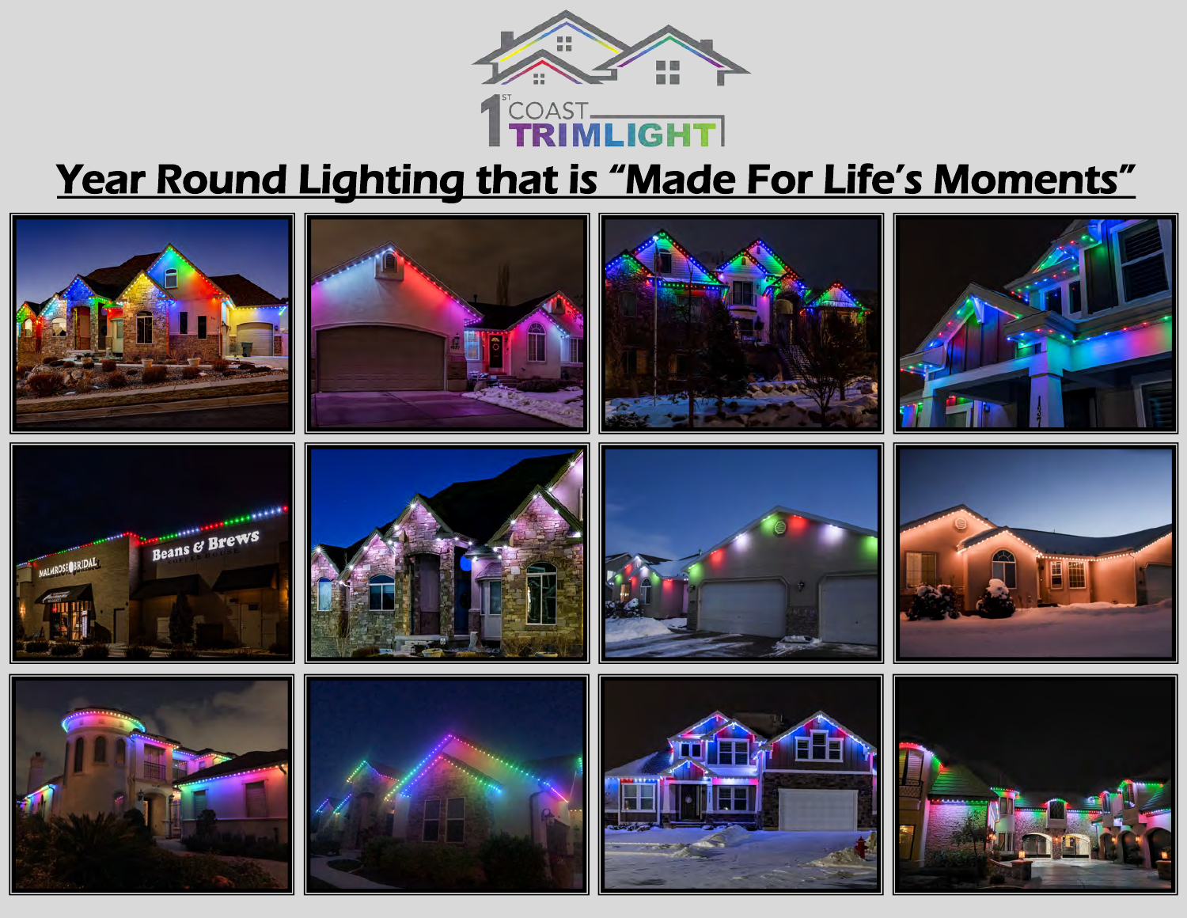1ST COAST TRIMLIGHT

# Year Round Lighting that is "Made For Life's Moments"